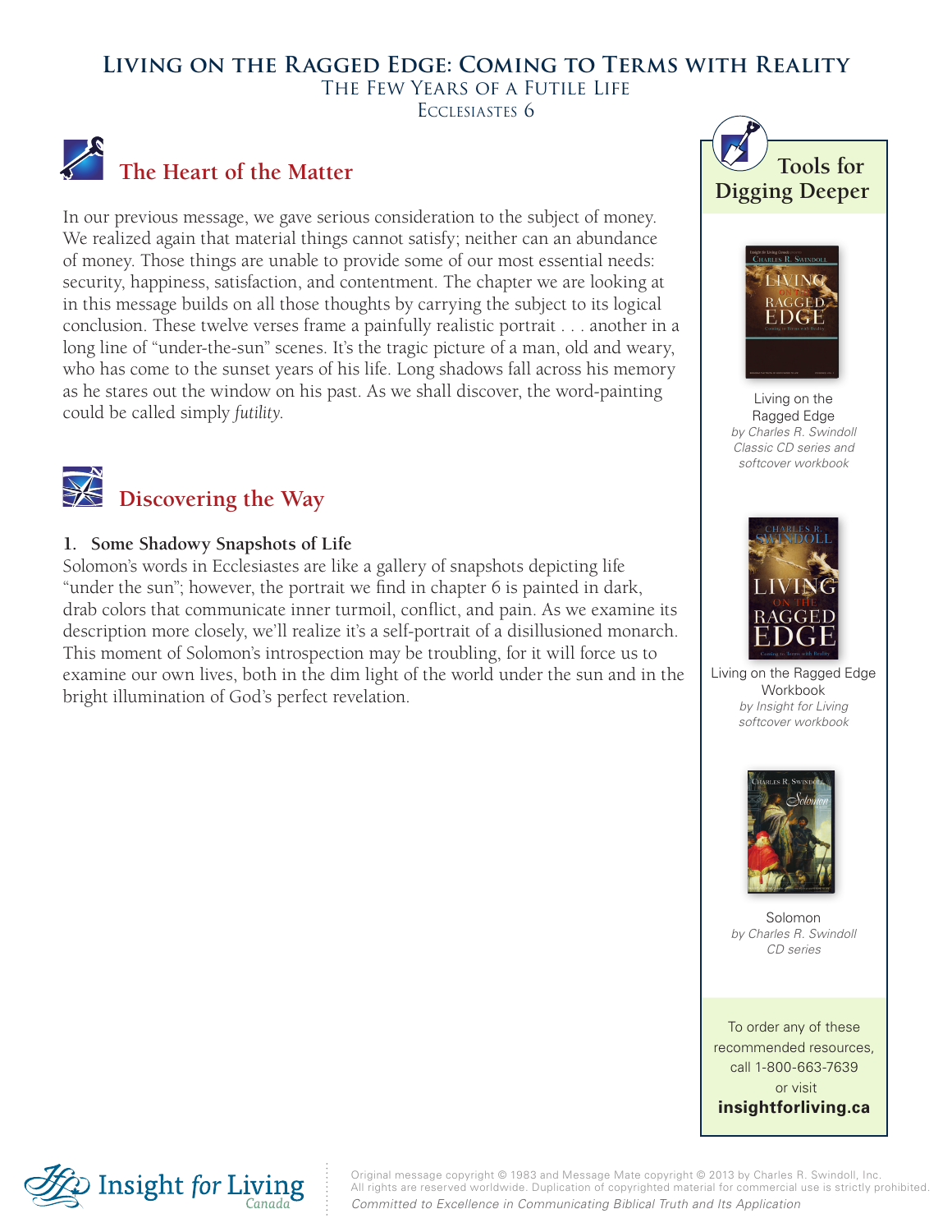# Living on the Ragged Edge: Coming to Terms with Reality

## The Few Years of a Futile Life

### Ecclesiastes 6

## The Heart of the Matter

In our previous message, we gave serious consideration to the subject of money. We realized again that material things cannot satisfy; neither can an abundance of money. Those things are unable to provide some of our most essential needs: security, happiness, satisfaction, and contentment. The chapter we are looking at in this message builds on all those thoughts by carrying the subject to its logical conclusion. These twelve verses frame a painfully realistic portrait . . . another in a long line of "under-the-sun" scenes. It's the tragic picture of a man, old and weary, who has come to the sunset years of his life. Long shadows fall across his memory as he stares out the window on his past. As we shall discover, the word-painting could be called simply *futility*.

## Discovering the Way

**1. Some Shadowy Snapshots of Life**

Solomon's words in Ecclesiastes are like a gallery of snapshots depicting life "under the sun"; however, the portrait we find in chapter 6 is painted in dark, drab colors that communicate inner turmoil, conflict, and pain. As we examine its description more closely, we'll realize it's a self-portrait of a disillusioned monarch. This moment of Solomon's introspection may be troubling, for it will force us to examine our own lives, both in the dim light of the world under the sun and in the bright illumination of God's perfect revelation.

## Tools for Digging Deeper

Living on the Ragged Edge
*by Charles R. Swindoll*
*Classic CD series and softcover workbook*

Living on the Ragged Edge Workbook
*by Insight for Living*
*softcover workbook*

Solomon
*by Charles R. Swindoll*
*CD series*

To order any of these recommended resources, call 1-800-663-7639 or visit **insightforliving.ca**

Insight for Living Canada

Original message copyright © 1983 and Message Mate copyright © 2013 by Charles R. Swindoll, Inc. All rights are reserved worldwide. Duplication of copyrighted material for commercial use is strictly prohibited.
*Committed to Excellence in Communicating Biblical Truth and Its Application*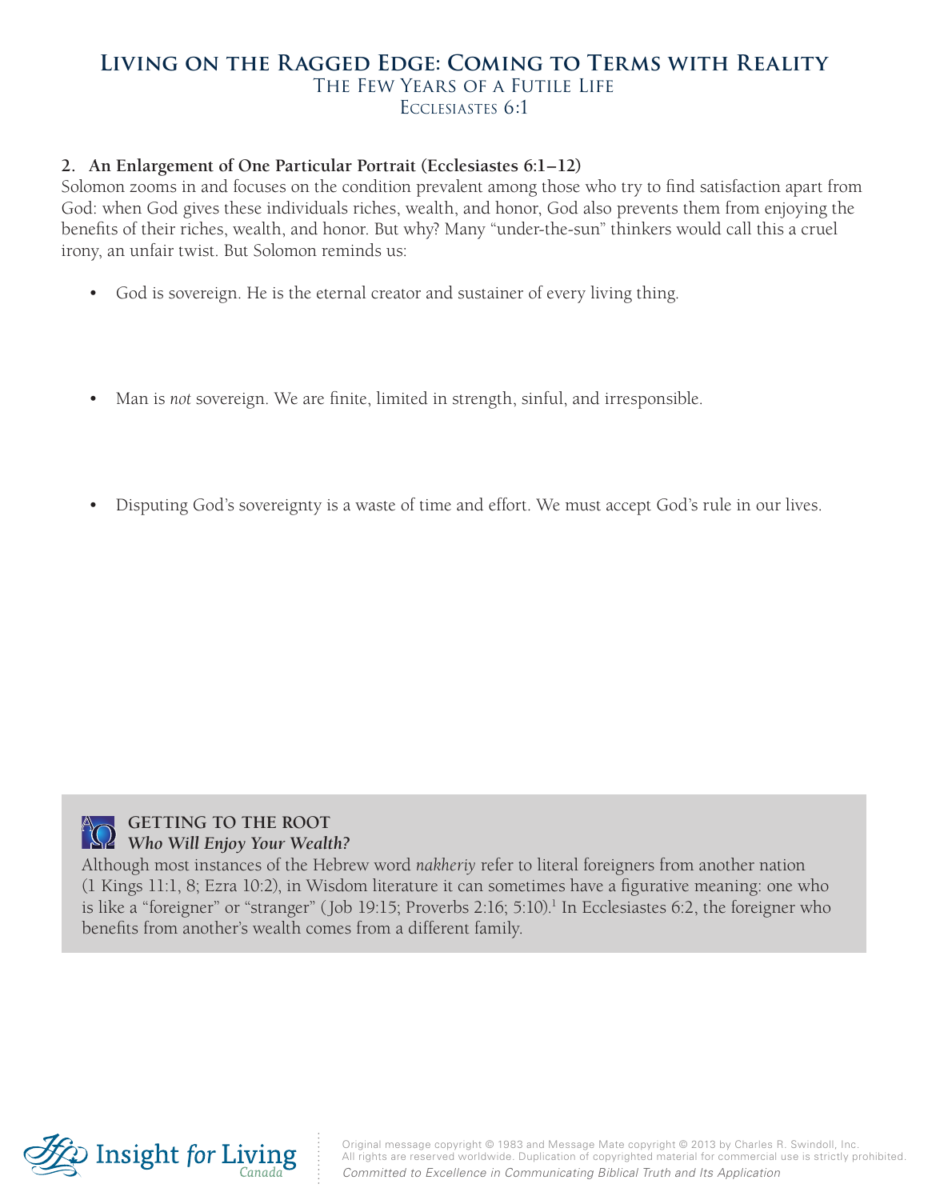## 2. An Enlargement of One Particular Portrait (Ecclesiastes 6:1–12)

Solomon zooms in and focuses on the condition prevalent among those who try to find satisfaction apart from God: when God gives these individuals riches, wealth, and honor, God also prevents them from enjoying the benefits of their riches, wealth, and honor. But why? Many "under-the-sun" thinkers would call this a cruel irony, an unfair twist. But Solomon reminds us:

- God is sovereign. He is the eternal creator and sustainer of every living thing.
- Man is *not* sovereign. We are finite, limited in strength, sinful, and irresponsible.
- Disputing God's sovereignty is a waste of time and effort. We must accept God's rule in our lives.

**GETTING TO THE ROOT**
***Who Will Enjoy Your Wealth?***

Although most instances of the Hebrew word *nakheriy* refer to literal foreigners from another nation (1 Kings 11:1, 8; Ezra 10:2), in Wisdom literature it can sometimes have a figurative meaning: one who is like a "foreigner" or "stranger" (Job 19:15; Proverbs 2:16; 5:10).[1] In Ecclesiastes 6:2, the foreigner who benefits from another's wealth comes from a different family.

Original message copyright © 1983 and Message Mate copyright © 2013 by Charles R. Swindoll, Inc. All rights are reserved worldwide. Duplication of copyrighted material for commercial use is strictly prohibited.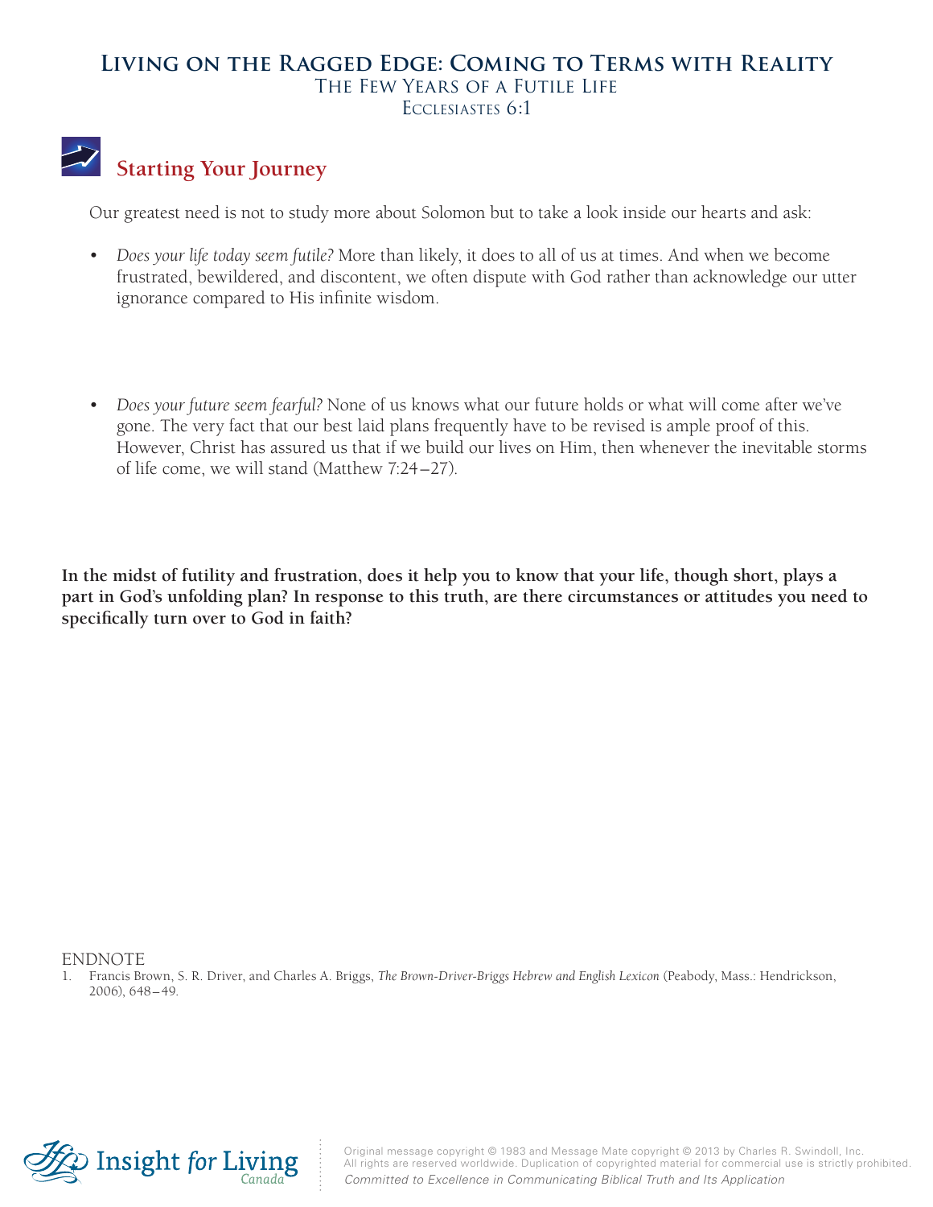# Living on the Ragged Edge: Coming to Terms with Reality

## The Few Years of a Futile Life

### Ecclesiastes 6:1

## Starting Your Journey

Our greatest need is not to study more about Solomon but to take a look inside our hearts and ask:

- *Does your life today seem futile?* More than likely, it does to all of us at times. And when we become frustrated, bewildered, and discontent, we often dispute with God rather than acknowledge our utter ignorance compared to His infinite wisdom.

- *Does your future seem fearful?* None of us knows what our future holds or what will come after we've gone. The very fact that our best laid plans frequently have to be revised is ample proof of this. However, Christ has assured us that if we build our lives on Him, then whenever the inevitable storms of life come, we will stand (Matthew 7:24–27).

**In the midst of futility and frustration, does it help you to know that your life, though short, plays a part in God's unfolding plan? In response to this truth, are there circumstances or attitudes you need to specifically turn over to God in faith?**

ENDNOTE

1. Francis Brown, S. R. Driver, and Charles A. Briggs, *The Brown-Driver-Briggs Hebrew and English Lexicon* (Peabody, Mass.: Hendrickson, 2006), 648–49.

Insight for Living Canada

Original message copyright © 1983 and Message Mate copyright © 2013 by Charles R. Swindoll, Inc.
All rights are reserved worldwide. Duplication of copyrighted material for commercial use is strictly prohibited.
*Committed to Excellence in Communicating Biblical Truth and Its Application*